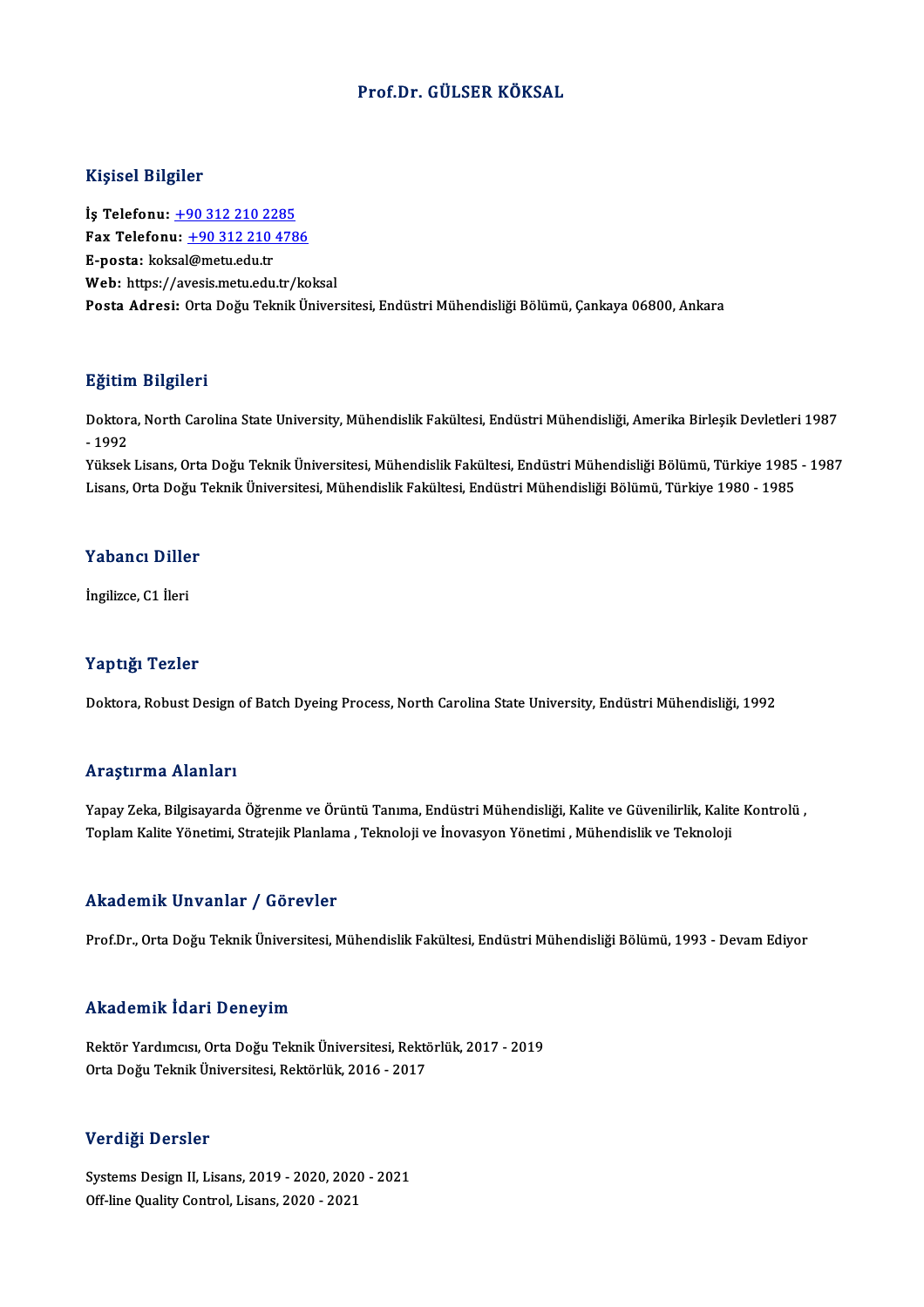# Prof.Dr. GÜLSER KÖKSAL

## Kişisel Bilgiler

**İş Telefonu:** +90 312 210 2285
**Fax Telefonu:** +90 312 210 4786
**E-posta:** koksal@metu.edu.tr
**Web:** https://avesis.metu.edu.tr/koksal
**Posta Adresi:** Orta Doğu Teknik Üniversitesi, Endüstri Mühendisliği Bölümü, Çankaya 06800, Ankara

## Eğitim Bilgileri

Doktora, North Carolina State University, Mühendislik Fakültesi, Endüstri Mühendisliği, Amerika Birleşik Devletleri 1987 - 1992
Yüksek Lisans, Orta Doğu Teknik Üniversitesi, Mühendislik Fakültesi, Endüstri Mühendisliği Bölümü, Türkiye 1985 - 1987
Lisans, Orta Doğu Teknik Üniversitesi, Mühendislik Fakültesi, Endüstri Mühendisliği Bölümü, Türkiye 1980 - 1985

## Yabancı Diller

İngilizce, C1 İleri

## Yaptığı Tezler

Doktora, Robust Design of Batch Dyeing Process, North Carolina State University, Endüstri Mühendisliği, 1992

## Araştırma Alanları

Yapay Zeka, Bilgisayarda Öğrenme ve Örüntü Tanıma, Endüstri Mühendisliği, Kalite ve Güvenilirlik, Kalite Kontrolü , Toplam Kalite Yönetimi, Stratejik Planlama , Teknoloji ve İnovasyon Yönetimi , Mühendislik ve Teknoloji

## Akademik Unvanlar / Görevler

Prof.Dr., Orta Doğu Teknik Üniversitesi, Mühendislik Fakültesi, Endüstri Mühendisliği Bölümü, 1993 - Devam Ediyor

## Akademik İdari Deneyim

Rektör Yardımcısı, Orta Doğu Teknik Üniversitesi, Rektörlük, 2017 - 2019
Orta Doğu Teknik Üniversitesi, Rektörlük, 2016 - 2017

## Verdiği Dersler

Systems Design II, Lisans, 2019 - 2020, 2020 - 2021
Off-line Quality Control, Lisans, 2020 - 2021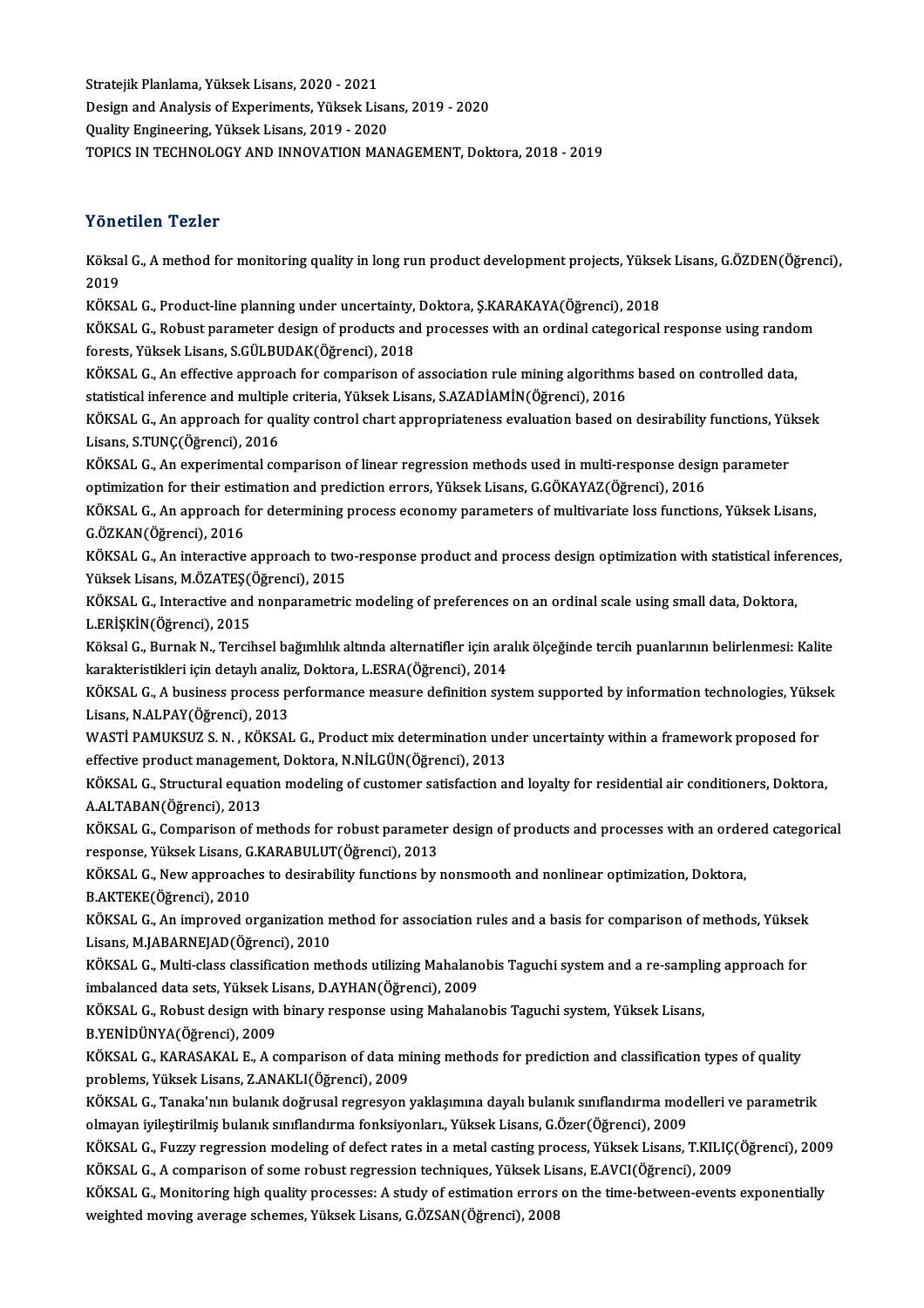Stratejik Planlama, Yüksek Lisans, 2020 - 2021
Design and Analysis of Experiments, Yüksek Lisans, 2019 - 2020
Quality Engineering, Yüksek Lisans, 2019 - 2020
TOPICS IN TECHNOLOGY AND INNOVATION MANAGEMENT, Doktora, 2018 - 2019

## Yönetilen Tezler

Köksal G., A method for monitoring quality in long run product development projects, Yüksek Lisans, G.ÖZDEN(Öğrenci), 2019

KÖKSAL G., Product-line planning under uncertainty, Doktora, Ş.KARAKAYA(Öğrenci), 2018

KÖKSAL G., Robust parameter design of products and processes with an ordinal categorical response using random forests, Yüksek Lisans, S.GÜLBUDAK(Öğrenci), 2018

KÖKSAL G., An effective approach for comparison of association rule mining algorithms based on controlled data, statistical inference and multiple criteria, Yüksek Lisans, S.AZADİAMİN(Öğrenci), 2016

KÖKSAL G., An approach for quality control chart appropriateness evaluation based on desirability functions, Yüksek Lisans, S.TUNÇ(Öğrenci), 2016

KÖKSAL G., An experimental comparison of linear regression methods used in multi-response design parameter optimization for their estimation and prediction errors, Yüksek Lisans, G.GÖKAYAZ(Öğrenci), 2016

KÖKSAL G., An approach for determining process economy parameters of multivariate loss functions, Yüksek Lisans, G.ÖZKAN(Öğrenci), 2016

KÖKSAL G., An interactive approach to two-response product and process design optimization with statistical inferences, Yüksek Lisans, M.ÖZATEŞ(Öğrenci), 2015

KÖKSAL G., Interactive and nonparametric modeling of preferences on an ordinal scale using small data, Doktora, L.ERİŞKİN(Öğrenci), 2015

Köksal G., Burnak N., Tercihsel bağımlılık altında alternatifler için aralık ölçeğinde tercih puanlarının belirlenmesi: Kalite karakteristikleri için detaylı analiz, Doktora, L.ESRA(Öğrenci), 2014

KÖKSAL G., A business process performance measure definition system supported by information technologies, Yüksek Lisans, N.ALPAY(Öğrenci), 2013

WASTİ PAMUKSUZ S. N. , KÖKSAL G., Product mix determination under uncertainty within a framework proposed for effective product management, Doktora, N.NİLGÜN(Öğrenci), 2013

KÖKSAL G., Structural equation modeling of customer satisfaction and loyalty for residential air conditioners, Doktora, A.ALTABAN(Öğrenci), 2013

KÖKSAL G., Comparison of methods for robust parameter design of products and processes with an ordered categorical response, Yüksek Lisans, G.KARABULUT(Öğrenci), 2013

KÖKSAL G., New approaches to desirability functions by nonsmooth and nonlinear optimization, Doktora, B.AKTEKE(Öğrenci), 2010

KÖKSAL G., An improved organization method for association rules and a basis for comparison of methods, Yüksek Lisans, M.JABARNEJAD(Öğrenci), 2010

KÖKSAL G., Multi-class classification methods utilizing Mahalanobis Taguchi system and a re-sampling approach for imbalanced data sets, Yüksek Lisans, D.AYHAN(Öğrenci), 2009

KÖKSAL G., Robust design with binary response using Mahalanobis Taguchi system, Yüksek Lisans, B.YENİDÜNYA(Öğrenci), 2009

KÖKSAL G., KARASAKAL E., A comparison of data mining methods for prediction and classification types of quality problems, Yüksek Lisans, Z.ANAKLI(Öğrenci), 2009

KÖKSAL G., Tanaka'nın bulanık doğrusal regresyon yaklaşımına dayalı bulanık sınıflandırma modelleri ve parametrik olmayan iyileştirilmiş bulanık sınıflandırma fonksiyonları., Yüksek Lisans, G.Özer(Öğrenci), 2009

KÖKSAL G., Fuzzy regression modeling of defect rates in a metal casting process, Yüksek Lisans, T.KILIÇ(Öğrenci), 2009

KÖKSAL G., A comparison of some robust regression techniques, Yüksek Lisans, E.AVCI(Öğrenci), 2009

KÖKSAL G., Monitoring high quality processes: A study of estimation errors on the time-between-events exponentially weighted moving average schemes, Yüksek Lisans, G.ÖZSAN(Öğrenci), 2008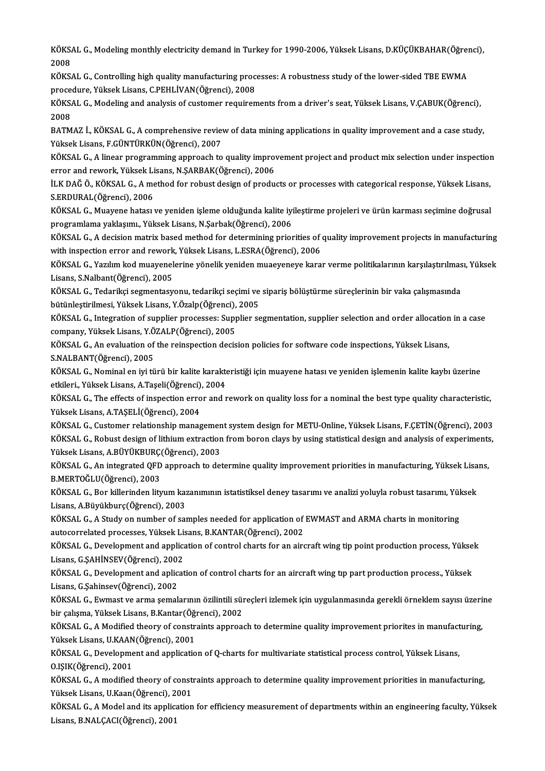KÖKSAL G., Modeling monthly electricity demand in Turkey for 1990-2006, Yüksek Lisans, D.KÜÇÜKBAHAR(Öğrenci), 2008

KÖKSAL G., Controlling high quality manufacturing processes: A robustness study of the lower-sided TBE EWMA procedure, Yüksek Lisans, C.PEHLİVAN(Öğrenci), 2008

KÖKSAL G., Modeling and analysis of customer requirements from a driver's seat, Yüksek Lisans, V.ÇABUK(Öğrenci), 2008

BATMAZ İ., KÖKSAL G., A comprehensive review of data mining applications in quality improvement and a case study, Yüksek Lisans, F.GÜNTÜRKÜN(Öğrenci), 2007

KÖKSAL G., A linear programming approach to quality improvement project and product mix selection under inspection error and rework, Yüksek Lisans, N.ŞARBAK(Öğrenci), 2006

İLK DAĞ Ö., KÖKSAL G., A method for robust design of products or processes with categorical response, Yüksek Lisans, S.ERDURAL(Öğrenci), 2006

KÖKSAL G., Muayene hatası ve yeniden işleme olduğunda kalite iyileştirme projeleri ve ürün karması seçimine doğrusal programlama yaklaşımı., Yüksek Lisans, N.Şarbak(Öğrenci), 2006

KÖKSAL G., A decision matrix based method for determining priorities of quality improvement projects in manufacturing with inspection error and rework, Yüksek Lisans, L.ESRA(Öğrenci), 2006

KÖKSAL G., Yazılım kod muayenelerine yönelik yeniden muaeyeneye karar verme politikalarının karşılaştırılması, Yüksek Lisans, S.Nalbant(Öğrenci), 2005

KÖKSAL G., Tedarikçi segmentasyonu, tedarikçi seçimi ve sipariş bölüştürme süreçlerinin bir vaka çalışmasında bütünleştirilmesi, Yüksek Lisans, Y.Özalp(Öğrenci), 2005

KÖKSAL G., Integration of supplier processes: Supplier segmentation, supplier selection and order allocation in a case company, Yüksek Lisans, Y.ÖZALP(Öğrenci), 2005

KÖKSAL G., An evaluation of the reinspection decision policies for software code inspections, Yüksek Lisans, S.NALBANT(Öğrenci), 2005

KÖKSAL G., Nominal en iyi türü bir kalite karakteristiği için muayene hatası ve yeniden işlemenin kalite kaybı üzerine etkileri., Yüksek Lisans, A.Taşeli(Öğrenci), 2004

KÖKSAL G., The effects of inspection error and rework on quality loss for a nominal the best type quality characteristic, Yüksek Lisans, A.TAŞELİ(Öğrenci), 2004

KÖKSAL G., Customer relationship management system design for METU-Online, Yüksek Lisans, F.ÇETİN(Öğrenci), 2003

KÖKSAL G., Robust design of lithium extraction from boron clays by using statistical design and analysis of experiments, Yüksek Lisans, A.BÜYÜKBURÇ(Öğrenci), 2003

KÖKSAL G., An integrated QFD approach to determine quality improvement priorities in manufacturing, Yüksek Lisans, B.MERTOĞLU(Öğrenci), 2003

KÖKSAL G., Bor killerinden lityum kazanımının istatistiksel deney tasarımı ve analizi yoluyla robust tasarımı, Yüksek Lisans, A.Büyükburç(Öğrenci), 2003

KÖKSAL G., A Study on number of samples needed for application of EWMAST and ARMA charts in monitoring autocorrelated processes, Yüksek Lisans, B.KANTAR(Öğrenci), 2002

KÖKSAL G., Development and application of control charts for an aircraft wing tip point production process, Yüksek Lisans, G.ŞAHİNSEV(Öğrenci), 2002

KÖKSAL G., Development and aplication of control charts for an aircraft wing tıp part production process., Yüksek Lisans, G.Şahinsev(Öğrenci), 2002

KÖKSAL G., Ewmast ve arma şemalarının özilintili süreçleri izlemek için uygulanmasında gerekli örneklem sayısı üzerine bir çalışma, Yüksek Lisans, B.Kantar(Öğrenci), 2002

KÖKSAL G., A Modified theory of constraints approach to determine quality improvement priorites in manufacturing, Yüksek Lisans, U.KAAN(Öğrenci), 2001

KÖKSAL G., Development and application of Q-charts for multivariate statistical process control, Yüksek Lisans, O.IŞIK(Öğrenci), 2001

KÖKSAL G., A modified theory of constraints approach to determine quality improvement priorities in manufacturing, Yüksek Lisans, U.Kaan(Öğrenci), 2001

KÖKSAL G., A Model and its application for efficiency measurement of departments within an engineering faculty, Yüksek Lisans, B.NALÇACI(Öğrenci), 2001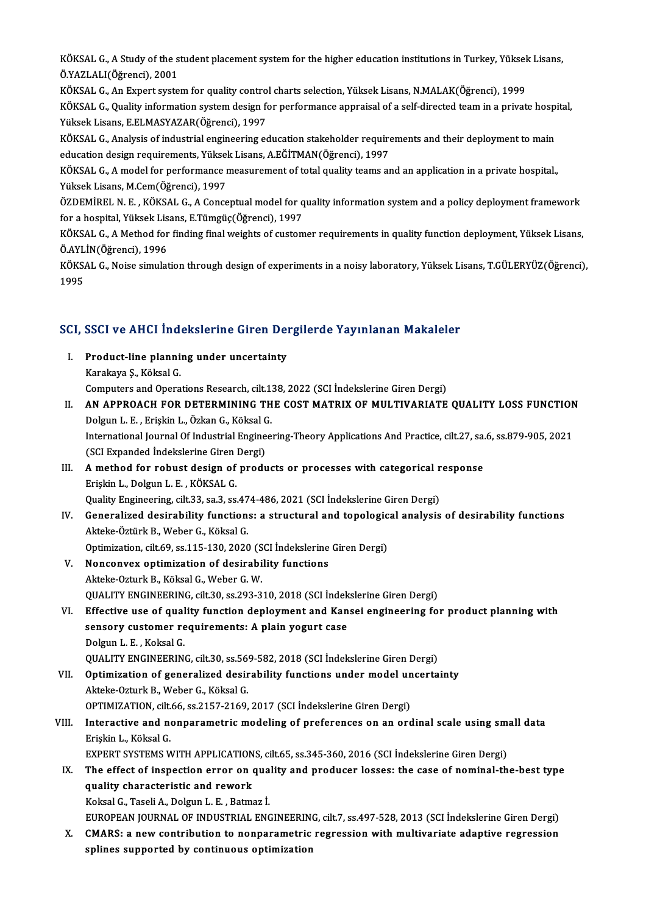KÖKSAL G., A Study of the student placement system for the higher education institutions in Turkey, Yüksek Lisans, Ö.YAZLALI(Öğrenci), 2001

KÖKSAL G., An Expert system for quality control charts selection, Yüksek Lisans, N.MALAK(Öğrenci), 1999

KÖKSAL G., Quality information system design for performance appraisal of a self-directed team in a private hospital, Yüksek Lisans, E.ELMASYAZAR(Öğrenci), 1997

KÖKSAL G., Analysis of industrial engineering education stakeholder requirements and their deployment to main education design requirements, Yüksek Lisans, A.EĞİTMAN(Öğrenci), 1997

KÖKSAL G., A model for performance measurement of total quality teams and an application in a private hospital., Yüksek Lisans, M.Cem(Öğrenci), 1997

ÖZDEMİREL N. E. , KÖKSAL G., A Conceptual model for quality information system and a policy deployment framework for a hospital, Yüksek Lisans, E.Tümgüç(Öğrenci), 1997

KÖKSAL G., A Method for finding final weights of customer requirements in quality function deployment, Yüksek Lisans, Ö.AYLİN(Öğrenci), 1996

KÖKSAL G., Noise simulation through design of experiments in a noisy laboratory, Yüksek Lisans, T.GÜLERYÜZ(Öğrenci), 1995

## SCI, SSCI ve AHCI İndekslerine Giren Dergilerde Yayınlanan Makaleler

I. **Product-line planning under uncertainty**
   Karakaya Ş., Köksal G.
   Computers and Operations Research, cilt.138, 2022 (SCI İndekslerine Giren Dergi)

II. **AN APPROACH FOR DETERMINING THE COST MATRIX OF MULTIVARIATE QUALITY LOSS FUNCTION**
   Dolgun L. E. , Erişkin L., Özkan G., Köksal G.
   International Journal Of Industrial Engineering-Theory Applications And Practice, cilt.27, sa.6, ss.879-905, 2021 (SCI Expanded İndekslerine Giren Dergi)

III. **A method for robust design of products or processes with categorical response**
   Erişkin L., Dolgun L. E. , KÖKSAL G.
   Quality Engineering, cilt.33, sa.3, ss.474-486, 2021 (SCI İndekslerine Giren Dergi)

IV. **Generalized desirability functions: a structural and topological analysis of desirability functions**
   Akteke-Öztürk B., Weber G., Köksal G.
   Optimization, cilt.69, ss.115-130, 2020 (SCI İndekslerine Giren Dergi)

V. **Nonconvex optimization of desirability functions**
   Akteke-Ozturk B., Köksal G., Weber G. W.
   QUALITY ENGINEERING, cilt.30, ss.293-310, 2018 (SCI İndekslerine Giren Dergi)

VI. **Effective use of quality function deployment and Kansei engineering for product planning with sensory customer requirements: A plain yogurt case**
   Dolgun L. E. , Koksal G.
   QUALITY ENGINEERING, cilt.30, ss.569-582, 2018 (SCI İndekslerine Giren Dergi)

VII. **Optimization of generalized desirability functions under model uncertainty**
   Akteke-Ozturk B., Weber G., Köksal G.
   OPTIMIZATION, cilt.66, ss.2157-2169, 2017 (SCI İndekslerine Giren Dergi)

VIII. **Interactive and nonparametric modeling of preferences on an ordinal scale using small data**
   Erişkin L., Köksal G.
   EXPERT SYSTEMS WITH APPLICATIONS, cilt.65, ss.345-360, 2016 (SCI İndekslerine Giren Dergi)

IX. **The effect of inspection error on quality and producer losses: the case of nominal-the-best type quality characteristic and rework**
   Koksal G., Taseli A., Dolgun L. E. , Batmaz İ.
   EUROPEAN JOURNAL OF INDUSTRIAL ENGINEERING, cilt.7, ss.497-528, 2013 (SCI İndekslerine Giren Dergi)

X. **CMARS: a new contribution to nonparametric regression with multivariate adaptive regression splines supported by continuous optimization**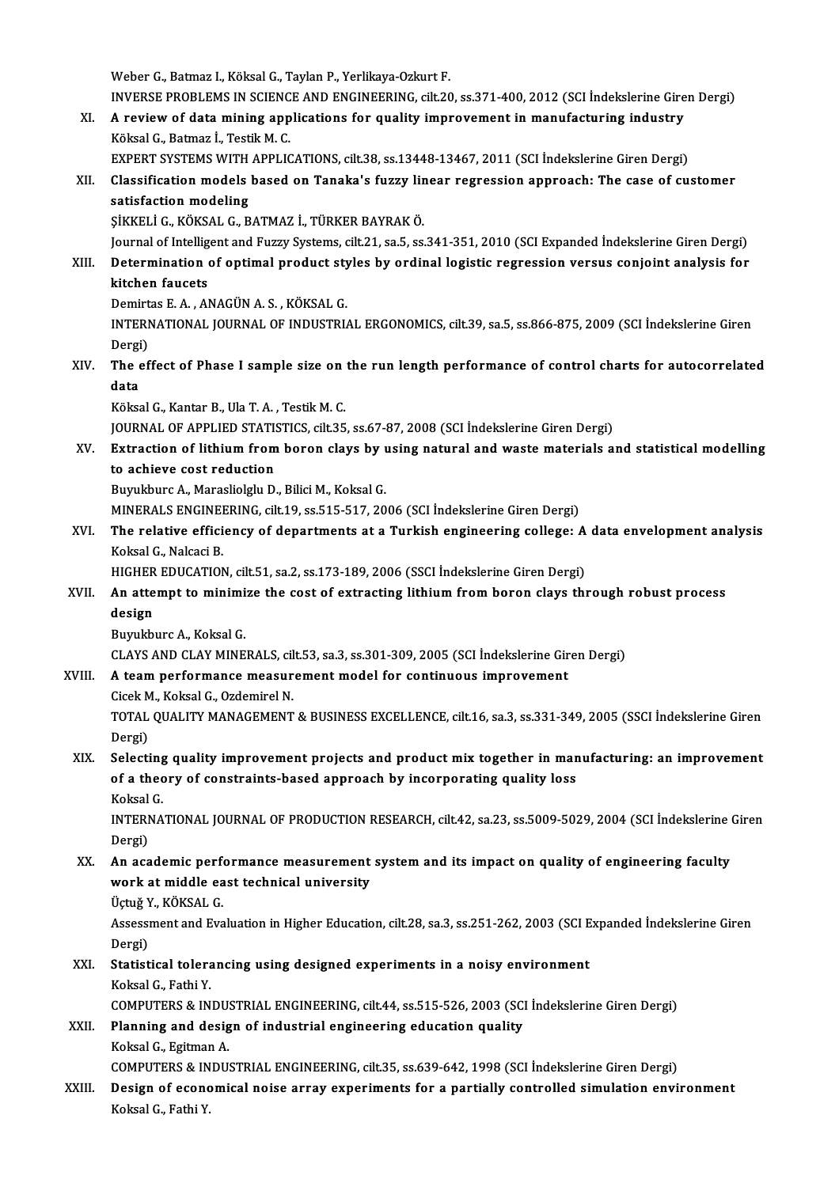Weber G., Batmaz I., Köksal G., Taylan P., Yerlikaya-Ozkurt F.
INVERSE PROBLEMS IN SCIENCE AND ENGINEERING, cilt.20, ss.371-400, 2012 (SCI İndekslerine Giren Dergi)

XI. **A review of data mining applications for quality improvement in manufacturing industry**
Köksal G., Batmaz İ., Testik M. C.
EXPERT SYSTEMS WITH APPLICATIONS, cilt.38, ss.13448-13467, 2011 (SCI İndekslerine Giren Dergi)

XII. **Classification models based on Tanaka's fuzzy linear regression approach: The case of customer satisfaction modeling**
ŞİKKELİ G., KÖKSAL G., BATMAZ İ., TÜRKER BAYRAK Ö.
Journal of Intelligent and Fuzzy Systems, cilt.21, sa.5, ss.341-351, 2010 (SCI Expanded İndekslerine Giren Dergi)

XIII. **Determination of optimal product styles by ordinal logistic regression versus conjoint analysis for kitchen faucets**
Demirtas E. A. , ANAGÜN A. S. , KÖKSAL G.
INTERNATIONAL JOURNAL OF INDUSTRIAL ERGONOMICS, cilt.39, sa.5, ss.866-875, 2009 (SCI İndekslerine Giren Dergi)

XIV. **The effect of Phase I sample size on the run length performance of control charts for autocorrelated data**
Köksal G., Kantar B., Ula T. A. , Testik M. C.
JOURNAL OF APPLIED STATISTICS, cilt.35, ss.67-87, 2008 (SCI İndekslerine Giren Dergi)

XV. **Extraction of lithium from boron clays by using natural and waste materials and statistical modelling to achieve cost reduction**
Buyukburc A., Maraslioglu D., Bilici M., Koksal G.
MINERALS ENGINEERING, cilt.19, ss.515-517, 2006 (SCI İndekslerine Giren Dergi)

XVI. **The relative efficiency of departments at a Turkish engineering college: A data envelopment analysis**
Koksal G., Nalcaci B.
HIGHER EDUCATION, cilt.51, sa.2, ss.173-189, 2006 (SSCI İndekslerine Giren Dergi)

XVII. **An attempt to minimize the cost of extracting lithium from boron clays through robust process design**
Buyukburc A., Koksal G.
CLAYS AND CLAY MINERALS, cilt.53, sa.3, ss.301-309, 2005 (SCI İndekslerine Giren Dergi)

XVIII. **A team performance measurement model for continuous improvement**
Cicek M., Koksal G., Ozdemirel N.
TOTAL QUALITY MANAGEMENT & BUSINESS EXCELLENCE, cilt.16, sa.3, ss.331-349, 2005 (SSCI İndekslerine Giren Dergi)

XIX. **Selecting quality improvement projects and product mix together in manufacturing: an improvement of a theory of constraints-based approach by incorporating quality loss**
Koksal G.
INTERNATIONAL JOURNAL OF PRODUCTION RESEARCH, cilt.42, sa.23, ss.5009-5029, 2004 (SCI İndekslerine Giren Dergi)

XX. **An academic performance measurement system and its impact on quality of engineering faculty work at middle east technical university**
Üçtuğ Y., KÖKSAL G.
Assessment and Evaluation in Higher Education, cilt.28, sa.3, ss.251-262, 2003 (SCI Expanded İndekslerine Giren Dergi)

XXI. **Statistical tolerancing using designed experiments in a noisy environment**
Koksal G., Fathi Y.
COMPUTERS & INDUSTRIAL ENGINEERING, cilt.44, ss.515-526, 2003 (SCI İndekslerine Giren Dergi)

XXII. **Planning and design of industrial engineering education quality**
Koksal G., Egitman A.
COMPUTERS & INDUSTRIAL ENGINEERING, cilt.35, ss.639-642, 1998 (SCI İndekslerine Giren Dergi)

XXIII. **Design of economical noise array experiments for a partially controlled simulation environment**
Koksal G., Fathi Y.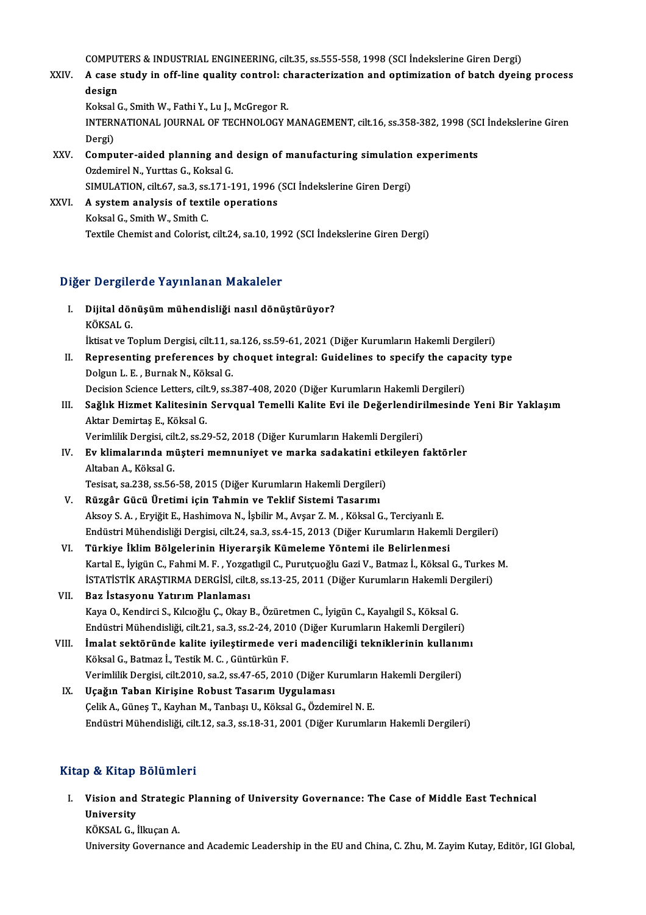COMPUTERS & INDUSTRIAL ENGINEERING, cilt.35, ss.555-558, 1998 (SCI İndekslerine Giren Dergi)

XXIV. **A case study in off-line quality control: characterization and optimization of batch dyeing process design**
Koksal G., Smith W., Fathi Y., Lu J., McGregor R.
INTERNATIONAL JOURNAL OF TECHNOLOGY MANAGEMENT, cilt.16, ss.358-382, 1998 (SCI İndekslerine Giren Dergi)

XXV. **Computer-aided planning and design of manufacturing simulation experiments**
Ozdemirel N., Yurttas G., Koksal G.
SIMULATION, cilt.67, sa.3, ss.171-191, 1996 (SCI İndekslerine Giren Dergi)

XXVI. **A system analysis of textile operations**
Koksal G., Smith W., Smith C.
Textile Chemist and Colorist, cilt.24, sa.10, 1992 (SCI İndekslerine Giren Dergi)

## Diğer Dergilerde Yayınlanan Makaleler

I. **Dijital dönüşüm mühendisliği nasıl dönüştürüyor?**
KÖKSAL G.
İktisat ve Toplum Dergisi, cilt.11, sa.126, ss.59-61, 2021 (Diğer Kurumların Hakemli Dergileri)

II. **Representing preferences by choquet integral: Guidelines to specify the capacity type**
Dolgun L. E. , Burnak N., Köksal G.
Decision Science Letters, cilt.9, ss.387-408, 2020 (Diğer Kurumların Hakemli Dergileri)

III. **Sağlık Hizmet Kalitesinin Servqual Temelli Kalite Evi ile Değerlendirilmesinde Yeni Bir Yaklaşım**
Aktar Demirtaş E., Köksal G.
Verimlilik Dergisi, cilt.2, ss.29-52, 2018 (Diğer Kurumların Hakemli Dergileri)

IV. **Ev klimalarında müşteri memnuniyet ve marka sadakatini etkileyen faktörler**
Altaban A., Köksal G.
Tesisat, sa.238, ss.56-58, 2015 (Diğer Kurumların Hakemli Dergileri)

V. **Rüzgâr Gücü Üretimi için Tahmin ve Teklif Sistemi Tasarımı**
Aksoy S. A. , Eryiğit E., Hashimova N., İşbilir M., Avşar Z. M. , Köksal G., Terciyanlı E.
Endüstri Mühendisliği Dergisi, cilt.24, sa.3, ss.4-15, 2013 (Diğer Kurumların Hakemli Dergileri)

VI. **Türkiye İklim Bölgelerinin Hiyerarşik Kümeleme Yöntemi ile Belirlenmesi**
Kartal E., İyigün C., Fahmi M. F. , Yozgatlıgil C., Purutçuoğlu Gazi V., Batmaz İ., Köksal G., Turkes M.
İSTATİSTİK ARAŞTIRMA DERGİSİ, cilt.8, ss.13-25, 2011 (Diğer Kurumların Hakemli Dergileri)

VII. **Baz İstasyonu Yatırım Planlaması**
Kaya O., Kendirci S., Kılcıoğlu Ç., Okay B., Özüretmen C., İyigün C., Kayalıgil S., Köksal G.
Endüstri Mühendisliği, cilt.21, sa.3, ss.2-24, 2010 (Diğer Kurumların Hakemli Dergileri)

VIII. **İmalat sektöründe kalite iyileştirmede veri madenciliği tekniklerinin kullanımı**
Köksal G., Batmaz İ., Testik M. C. , Güntürkün F.
Verimlilik Dergisi, cilt.2010, sa.2, ss.47-65, 2010 (Diğer Kurumların Hakemli Dergileri)

IX. **Uçağın Taban Kirişine Robust Tasarım Uygulaması**
Çelik A., Güneş T., Kayhan M., Tanbaşı U., Köksal G., Özdemirel N. E.
Endüstri Mühendisliği, cilt.12, sa.3, ss.18-31, 2001 (Diğer Kurumların Hakemli Dergileri)

## Kitap & Kitap Bölümleri

I. **Vision and Strategic Planning of University Governance: The Case of Middle East Technical University**
KÖKSAL G., İlkuçan A.
University Governance and Academic Leadership in the EU and China, C. Zhu, M. Zayim Kutay, Editör, IGI Global,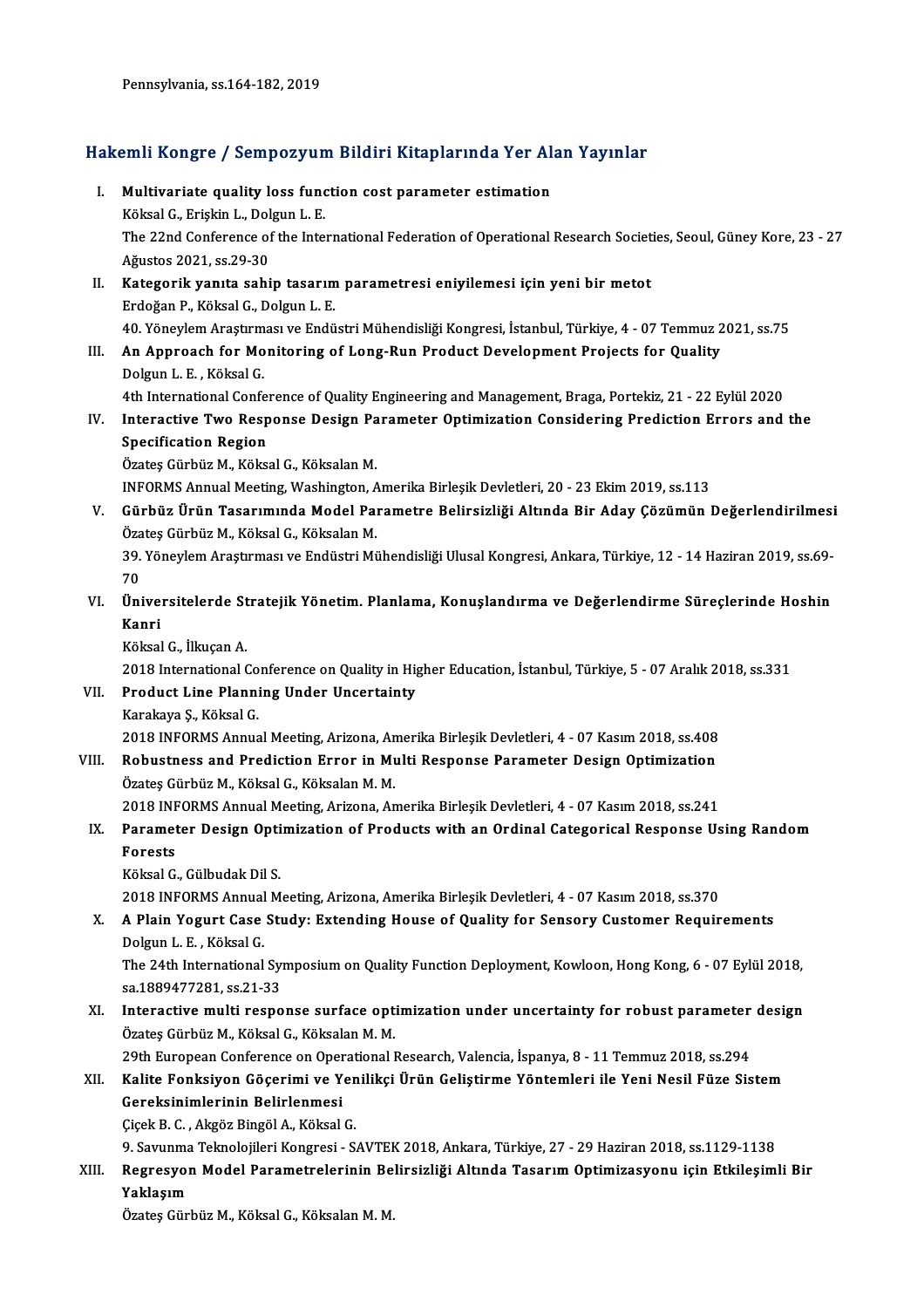Pennsylvania, ss.164-182, 2019

## Hakemli Kongre / Sempozyum Bildiri Kitaplarında Yer Alan Yayınlar

I. **Multivariate quality loss function cost parameter estimation**
Köksal G., Erişkin L., Dolgun L. E.
The 22nd Conference of the International Federation of Operational Research Societies, Seoul, Güney Kore, 23 - 27 Ağustos 2021, ss.29-30

II. **Kategorik yanıta sahip tasarım parametresi eniyilemesi için yeni bir metot**
Erdoğan P., Köksal G., Dolgun L. E.
40. Yöneylem Araştırması ve Endüstri Mühendisliği Kongresi, İstanbul, Türkiye, 4 - 07 Temmuz 2021, ss.75

III. **An Approach for Monitoring of Long-Run Product Development Projects for Quality**
Dolgun L. E. , Köksal G.
4th International Conference of Quality Engineering and Management, Braga, Portekiz, 21 - 22 Eylül 2020

IV. **Interactive Two Response Design Parameter Optimization Considering Prediction Errors and the Specification Region**
Özateş Gürbüz M., Köksal G., Köksalan M.
INFORMS Annual Meeting, Washington, Amerika Birleşik Devletleri, 20 - 23 Ekim 2019, ss.113

V. **Gürbüz Ürün Tasarımında Model Parametre Belirsizliği Altında Bir Aday Çözümün Değerlendirilmesi**
Özateş Gürbüz M., Köksal G., Köksalan M.
39. Yöneylem Araştırması ve Endüstri Mühendisliği Ulusal Kongresi, Ankara, Türkiye, 12 - 14 Haziran 2019, ss.69-70

VI. **Üniversitelerde Stratejik Yönetim. Planlama, Konuşlandırma ve Değerlendirme Süreçlerinde Hoshin Kanri**
Köksal G., İlkuçan A.
2018 International Conference on Quality in Higher Education, İstanbul, Türkiye, 5 - 07 Aralık 2018, ss.331

VII. **Product Line Planning Under Uncertainty**
Karakaya Ş., Köksal G.
2018 INFORMS Annual Meeting, Arizona, Amerika Birleşik Devletleri, 4 - 07 Kasım 2018, ss.408

VIII. **Robustness and Prediction Error in Multi Response Parameter Design Optimization**
Özateş Gürbüz M., Köksal G., Köksalan M. M.
2018 INFORMS Annual Meeting, Arizona, Amerika Birleşik Devletleri, 4 - 07 Kasım 2018, ss.241

IX. **Parameter Design Optimization of Products with an Ordinal Categorical Response Using Random Forests**
Köksal G., Gülbudak Dil S.
2018 INFORMS Annual Meeting, Arizona, Amerika Birleşik Devletleri, 4 - 07 Kasım 2018, ss.370

X. **A Plain Yogurt Case Study: Extending House of Quality for Sensory Customer Requirements**
Dolgun L. E. , Köksal G.
The 24th International Symposium on Quality Function Deployment, Kowloon, Hong Kong, 6 - 07 Eylül 2018, sa.1889477281, ss.21-33

XI. **Interactive multi response surface optimization under uncertainty for robust parameter design**
Özateş Gürbüz M., Köksal G., Köksalan M. M.
29th European Conference on Operational Research, Valencia, İspanya, 8 - 11 Temmuz 2018, ss.294

XII. **Kalite Fonksiyon Göçerimi ve Yenilikçi Ürün Geliştirme Yöntemleri ile Yeni Nesil Füze Sistem Gereksinimlerinin Belirlenmesi**
Çiçek B. C. , Akgöz Bingöl A., Köksal G.
9. Savunma Teknolojileri Kongresi - SAVTEK 2018, Ankara, Türkiye, 27 - 29 Haziran 2018, ss.1129-1138

XIII. **Regresyon Model Parametrelerinin Belirsizliği Altında Tasarım Optimizasyonu için Etkileşimli Bir Yaklaşım**
Özateş Gürbüz M., Köksal G., Köksalan M. M.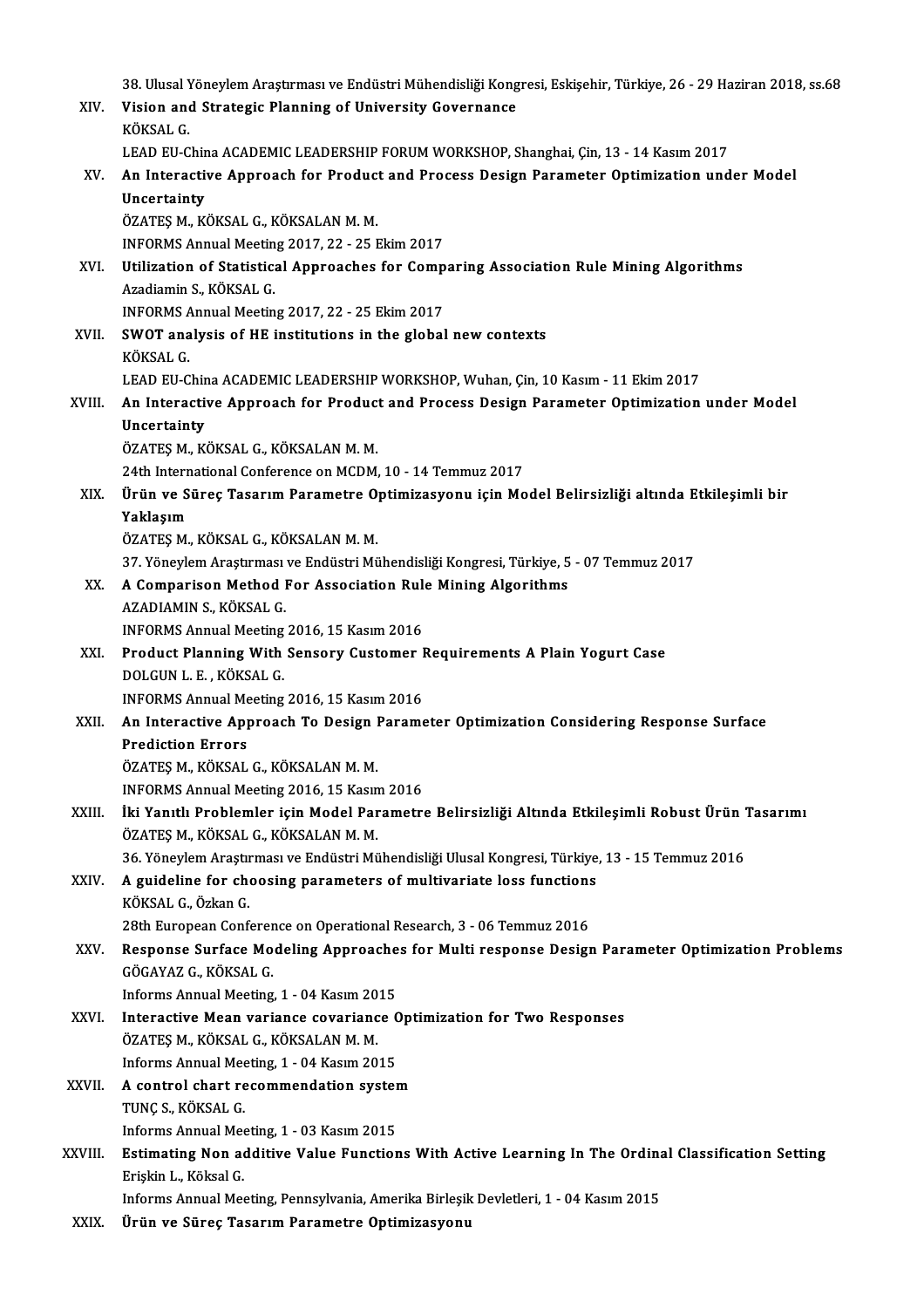38. Ulusal Yöneylem Araştırması ve Endüstri Mühendisliği Kongresi, Eskişehir, Türkiye, 26 - 29 Haziran 2018, ss.68

XIV. **Vision and Strategic Planning of University Governance**
KÖKSAL G.
LEAD EU-China ACADEMIC LEADERSHIP FORUM WORKSHOP, Shanghai, Çin, 13 - 14 Kasım 2017

XV. **An Interactive Approach for Product and Process Design Parameter Optimization under Model Uncertainty**
ÖZATEŞ M., KÖKSAL G., KÖKSALAN M. M.
INFORMS Annual Meeting 2017, 22 - 25 Ekim 2017

XVI. **Utilization of Statistical Approaches for Comparing Association Rule Mining Algorithms**
Azadiamin S., KÖKSAL G.
INFORMS Annual Meeting 2017, 22 - 25 Ekim 2017

XVII. **SWOT analysis of HE institutions in the global new contexts**
KÖKSAL G.
LEAD EU-China ACADEMIC LEADERSHIP WORKSHOP, Wuhan, Çin, 10 Kasım - 11 Ekim 2017

XVIII. **An Interactive Approach for Product and Process Design Parameter Optimization under Model Uncertainty**
ÖZATEŞ M., KÖKSAL G., KÖKSALAN M. M.
24th International Conference on MCDM, 10 - 14 Temmuz 2017

XIX. **Ürün ve Süreç Tasarım Parametre Optimizasyonu için Model Belirsizliği altında Etkileşimli bir Yaklaşım**
ÖZATEŞ M., KÖKSAL G., KÖKSALAN M. M.
37. Yöneylem Araştırması ve Endüstri Mühendisliği Kongresi, Türkiye, 5 - 07 Temmuz 2017

XX. **A Comparison Method For Association Rule Mining Algorithms**
AZADIAMIN S., KÖKSAL G.
INFORMS Annual Meeting 2016, 15 Kasım 2016

XXI. **Product Planning With Sensory Customer Requirements A Plain Yogurt Case**
DOLGUN L. E. , KÖKSAL G.
INFORMS Annual Meeting 2016, 15 Kasım 2016

XXII. **An Interactive Approach To Design Parameter Optimization Considering Response Surface Prediction Errors**
ÖZATEŞ M., KÖKSAL G., KÖKSALAN M. M.
INFORMS Annual Meeting 2016, 15 Kasım 2016

XXIII. **İki Yanıtlı Problemler için Model Parametre Belirsizliği Altında Etkileşimli Robust Ürün Tasarımı**
ÖZATEŞ M., KÖKSAL G., KÖKSALAN M. M.
36. Yöneylem Araştırması ve Endüstri Mühendisliği Ulusal Kongresi, Türkiye, 13 - 15 Temmuz 2016

XXIV. **A guideline for choosing parameters of multivariate loss functions**
KÖKSAL G., Özkan G.
28th European Conference on Operational Research, 3 - 06 Temmuz 2016

XXV. **Response Surface Modeling Approaches for Multi response Design Parameter Optimization Problems**
GÖGAYAZ G., KÖKSAL G.
Informs Annual Meeting, 1 - 04 Kasım 2015

XXVI. **Interactive Mean variance covariance Optimization for Two Responses**
ÖZATEŞ M., KÖKSAL G., KÖKSALAN M. M.
Informs Annual Meeting, 1 - 04 Kasım 2015

XXVII. **A control chart recommendation system**
TUNÇ S., KÖKSAL G.
Informs Annual Meeting, 1 - 03 Kasım 2015

XXVIII. **Estimating Non additive Value Functions With Active Learning In The Ordinal Classification Setting**
Erişkin L., Köksal G.
Informs Annual Meeting, Pennsylvania, Amerika Birleşik Devletleri, 1 - 04 Kasım 2015

XXIX. **Ürün ve Süreç Tasarım Parametre Optimizasyonu**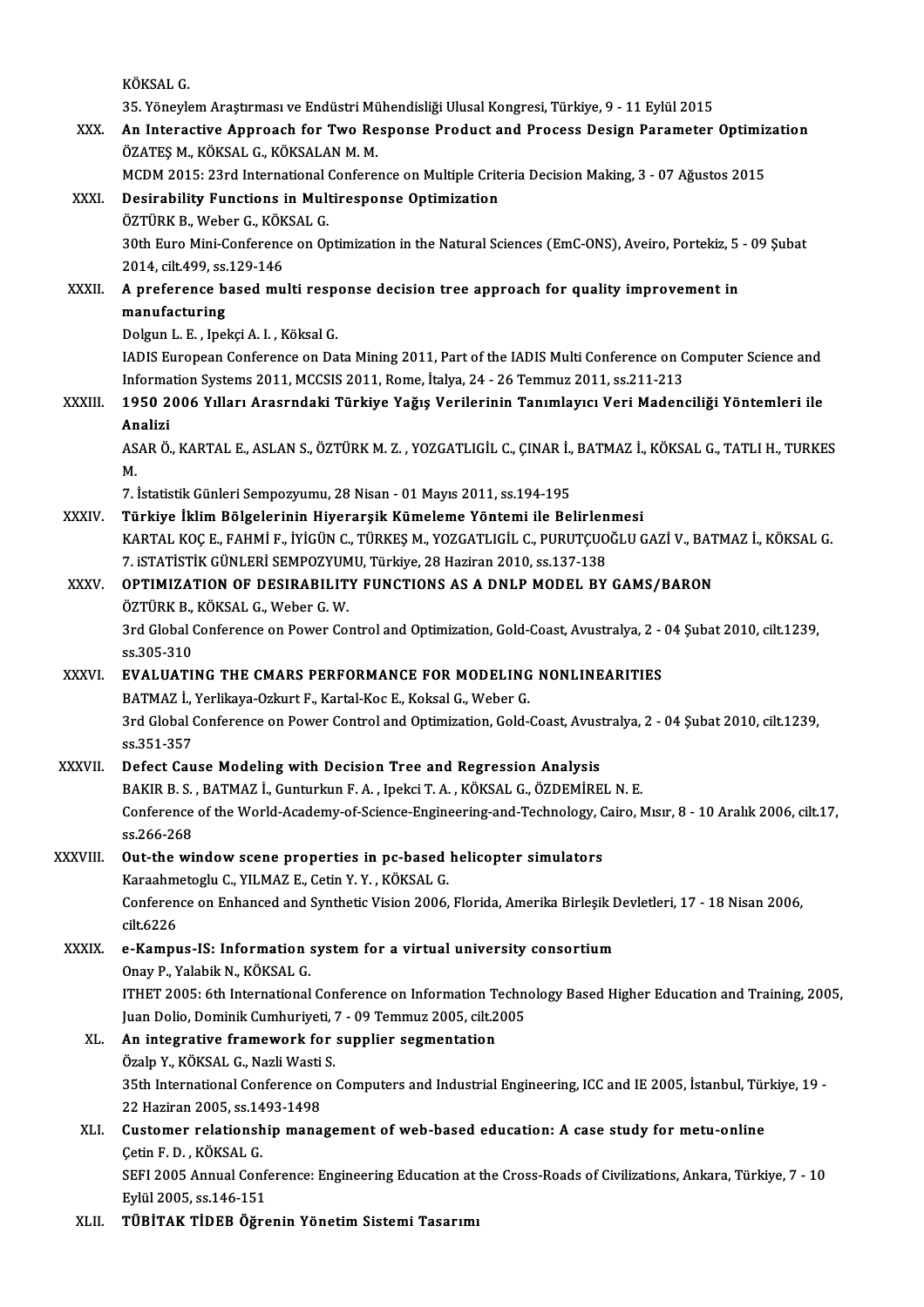KÖKSAL G.

35. Yöneylem Araştırması ve Endüstri Mühendisliği Ulusal Kongresi, Türkiye, 9 - 11 Eylül 2015

XXX. **An Interactive Approach for Two Response Product and Process Design Parameter Optimization**
ÖZATEŞ M., KÖKSAL G., KÖKSALAN M. M.
MCDM 2015: 23rd International Conference on Multiple Criteria Decision Making, 3 - 07 Ağustos 2015

XXXI. **Desirability Functions in Multiresponse Optimization**
ÖZTÜRK B., Weber G., KÖKSAL G.
30th Euro Mini-Conference on Optimization in the Natural Sciences (EmC-ONS), Aveiro, Portekiz, 5 - 09 Şubat 2014, cilt.499, ss.129-146

XXXII. **A preference based multi response decision tree approach for quality improvement in manufacturing**
Dolgun L. E. , Ipekçi A. I. , Köksal G.
IADIS European Conference on Data Mining 2011, Part of the IADIS Multi Conference on Computer Science and Information Systems 2011, MCCSIS 2011, Rome, İtalya, 24 - 26 Temmuz 2011, ss.211-213

XXXIII. **1950 2006 Yılları Arasrndaki Türkiye Yağış Verilerinin Tanımlayıcı Veri Madenciliği Yöntemleri ile Analizi**
ASAR Ö., KARTAL E., ASLAN S., ÖZTÜRK M. Z. , YOZGATLIGİL C., ÇINAR İ., BATMAZ İ., KÖKSAL G., TATLI H., TURKES M.
7. İstatistik Günleri Sempozyumu, 28 Nisan - 01 Mayıs 2011, ss.194-195

XXXIV. **Türkiye İklim Bölgelerinin Hiyerarşik Kümeleme Yöntemi ile Belirlenmesi**
KARTAL KOÇ E., FAHMİ F., İYİGÜN C., TÜRKEŞ M., YOZGATLIGİL C., PURUTÇUOĞLU GAZİ V., BATMAZ İ., KÖKSAL G.
7. iSTATİSTİK GÜNLERİ SEMPOZYUMU, Türkiye, 28 Haziran 2010, ss.137-138

XXXV. **OPTIMIZATION OF DESIRABILITY FUNCTIONS AS A DNLP MODEL BY GAMS/BARON**
ÖZTÜRK B., KÖKSAL G., Weber G. W.
3rd Global Conference on Power Control and Optimization, Gold-Coast, Avustralya, 2 - 04 Şubat 2010, cilt.1239, ss.305-310

XXXVI. **EVALUATING THE CMARS PERFORMANCE FOR MODELING NONLINEARITIES**
BATMAZ İ., Yerlikaya-Ozkurt F., Kartal-Koc E., Koksal G., Weber G.
3rd Global Conference on Power Control and Optimization, Gold-Coast, Avustralya, 2 - 04 Şubat 2010, cilt.1239, ss.351-357

XXXVII. **Defect Cause Modeling with Decision Tree and Regression Analysis**
BAKIR B. S. , BATMAZ İ., Gunturkun F. A. , Ipekci T. A. , KÖKSAL G., ÖZDEMİREL N. E.
Conference of the World-Academy-of-Science-Engineering-and-Technology, Cairo, Mısır, 8 - 10 Aralık 2006, cilt.17, ss.266-268

XXXVIII. **Out-the window scene properties in pc-based helicopter simulators**
Karaahmetoglu C., YILMAZ E., Cetin Y. Y. , KÖKSAL G.
Conference on Enhanced and Synthetic Vision 2006, Florida, Amerika Birleşik Devletleri, 17 - 18 Nisan 2006, cilt.6226

XXXIX. **e-Kampus-IS: Information system for a virtual university consortium**
Onay P., Yalabik N., KÖKSAL G.
ITHET 2005: 6th International Conference on Information Technology Based Higher Education and Training, 2005, Juan Dolio, Dominik Cumhuriyeti, 7 - 09 Temmuz 2005, cilt.2005

XL. **An integrative framework for supplier segmentation**
Özalp Y., KÖKSAL G., Nazli Wasti S.
35th International Conference on Computers and Industrial Engineering, ICC and IE 2005, İstanbul, Türkiye, 19 - 22 Haziran 2005, ss.1493-1498

XLI. **Customer relationship management of web-based education: A case study for metu-online**
Çetin F. D. , KÖKSAL G.
SEFI 2005 Annual Conference: Engineering Education at the Cross-Roads of Civilizations, Ankara, Türkiye, 7 - 10 Eylül 2005, ss.146-151

XLII. **TÜBİTAK TİDEB Öğrenin Yönetim Sistemi Tasarımı**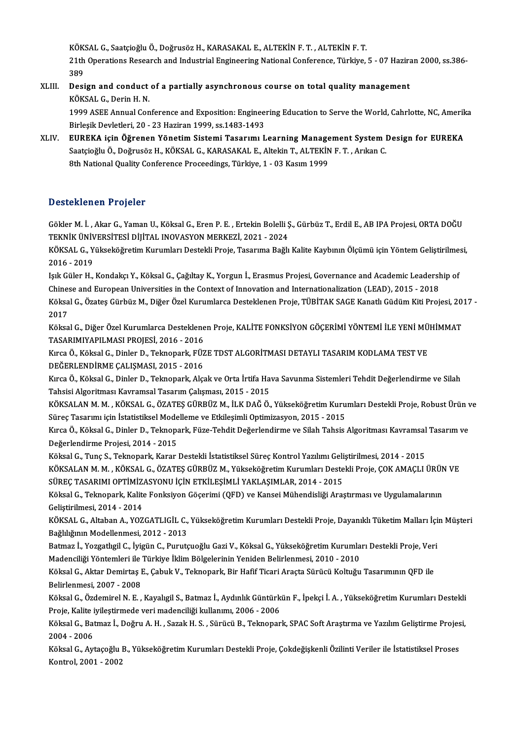KÖKSAL G., Saatçioğlu Ö., Doğrusöz H., KARASAKAL E., ALTEKİN F. T. , ALTEKİN F. T.
21th Operations Research and Industrial Engineering National Conference, Türkiye, 5 - 07 Haziran 2000, ss.386-389

XLIII. **Design and conduct of a partially asynchronous course on total quality management**
KÖKSAL G., Derin H. N.
1999 ASEE Annual Conference and Exposition: Engineering Education to Serve the World, Cahrlotte, NC, Amerika Birleşik Devletleri, 20 - 23 Haziran 1999, ss.1483-1493

XLIV. **EUREKA için Öğrenen Yönetim Sistemi Tasarımı Learning Management System Design for EUREKA**
Saatçioğlu Ö., Doğrusöz H., KÖKSAL G., KARASAKAL E., Altekin T., ALTEKİN F. T. , Arıkan C.
8th National Quality Conference Proceedings, Türkiye, 1 - 03 Kasım 1999

## Desteklenen Projeler

Gökler M. İ. , Akar G., Yaman U., Köksal G., Eren P. E. , Ertekin Bolelli Ş., Gürbüz T., Erdil E., AB IPA Projesi, ORTA DOĞU TEKNİK ÜNİVERSİTESİ DİJİTAL INOVASYON MERKEZİ, 2021 - 2024

KÖKSAL G., Yükseköğretim Kurumları Destekli Proje, Tasarıma Bağlı Kalite Kaybının Ölçümü için Yöntem Geliştirilmesi, 2016 - 2019

Işık Güler H., Kondakçı Y., Köksal G., Çağıltay K., Yorgun İ., Erasmus Projesi, Governance and Academic Leadership of Chinese and European Universities in the Context of Innovation and Internationalization (LEAD), 2015 - 2018

Köksal G., Özateş Gürbüz M., Diğer Özel Kurumlarca Desteklenen Proje, TÜBİTAK SAGE Kanatlı Güdüm Kiti Projesi, 2017 - 2017

Köksal G., Diğer Özel Kurumlarca Desteklenen Proje, KALİTE FONKSİYON GÖÇERİMİ YÖNTEMİ İLE YENİ MÜHİMMAT TASARIMIYAPILMASI PROJESİ, 2016 - 2016

Kırca Ö., Köksal G., Dinler D., Teknopark, FÜZE TDST ALGORİTMASI DETAYLI TASARIM KODLAMA TEST VE DEĞERLENDİRME ÇALIŞMASI, 2015 - 2016

Kırca Ö., Köksal G., Dinler D., Teknopark, Alçak ve Orta İrtifa Hava Savunma Sistemleri Tehdit Değerlendirme ve Silah Tahsisi Algoritması Kavramsal Tasarım Çalışması, 2015 - 2015

KÖKSALAN M. M. , KÖKSAL G., ÖZATEŞ GÜRBÜZ M., İLK DAĞ Ö., Yükseköğretim Kurumları Destekli Proje, Robust Ürün ve Süreç Tasarımı için İstatistiksel Modelleme ve Etkileşimli Optimizasyon, 2015 - 2015

Kırca Ö., Köksal G., Dinler D., Teknopark, Füze-Tehdit Değerlendirme ve Silah Tahsis Algoritması Kavramsal Tasarım ve Değerlendirme Projesi, 2014 - 2015

Köksal G., Tunç S., Teknopark, Karar Destekli İstatistiksel Süreç Kontrol Yazılımı Geliştirilmesi, 2014 - 2015

KÖKSALAN M. M. , KÖKSAL G., ÖZATEŞ GÜRBÜZ M., Yükseköğretim Kurumları Destekli Proje, ÇOK AMAÇLI ÜRÜN VE SÜREÇ TASARIMI OPTİMİZASYONU İÇİN ETKİLEŞİMLİ YAKLAŞIMLAR, 2014 - 2015

Köksal G., Teknopark, Kalite Fonksiyon Göçerimi (QFD) ve Kansei Mühendisliği Araştırması ve Uygulamalarının Geliştirilmesi, 2014 - 2014

KÖKSAL G., Altaban A., YOZGATLIGİL C., Yükseköğretim Kurumları Destekli Proje, Dayanıklı Tüketim Malları İçin Müşteri Bağlılığının Modellenmesi, 2012 - 2013

Batmaz İ., Yozgatlıgil C., İyigün C., Purutçuoğlu Gazi V., Köksal G., Yükseköğretim Kurumları Destekli Proje, Veri Madenciliği Yöntemleri ile Türkiye İklim Bölgelerinin Yeniden Belirlenmesi, 2010 - 2010

Köksal G., Aktar Demirtaş E., Çabuk V., Teknopark, Bir Hafif Ticari Araçta Sürücü Koltuğu Tasarımının QFD ile Belirlenmesi, 2007 - 2008

Köksal G., Özdemirel N. E. , Kayalıgil S., Batmaz İ., Aydınlık Güntürkün F., İpekçi İ. A. , Yükseköğretim Kurumları Destekli Proje, Kalite iyileştirmede veri madenciliği kullanımı, 2006 - 2006

Köksal G., Batmaz İ., Doğru A. H. , Sazak H. S. , Sürücü B., Teknopark, SPAC Soft Araştırma ve Yazılım Geliştirme Projesi, 2004 - 2006

Köksal G., Aytaçoğlu B., Yükseköğretim Kurumları Destekli Proje, Çokdeğişkenli Özilinti Veriler ile İstatistiksel Proses Kontrol, 2001 - 2002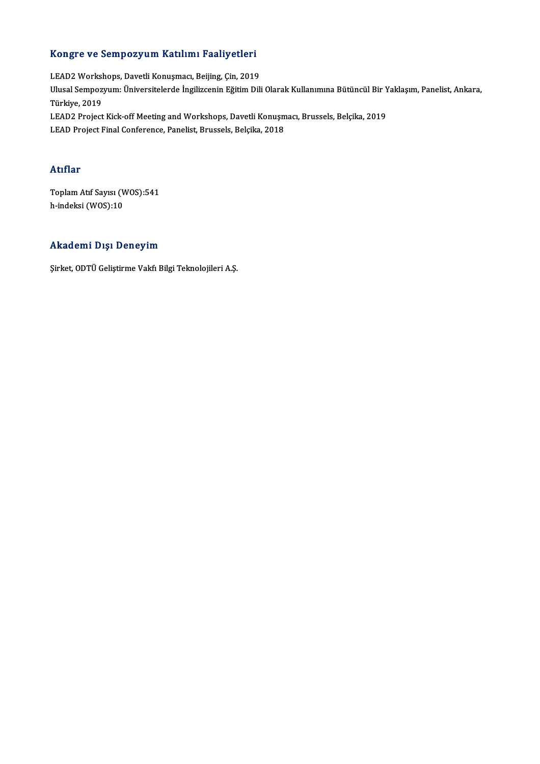## Kongre ve Sempozyum Katılımı Faaliyetleri

LEAD2 Workshops, Davetli Konuşmacı, Beijing, Çin, 2019
Ulusal Sempozyum: Üniversitelerde İngilizcenin Eğitim Dili Olarak Kullanımına Bütüncül Bir Yaklaşım, Panelist, Ankara, Türkiye, 2019
LEAD2 Project Kick-off Meeting and Workshops, Davetli Konuşmacı, Brussels, Belçika, 2019
LEAD Project Final Conference, Panelist, Brussels, Belçika, 2018

## Atıflar

Toplam Atıf Sayısı (WOS):541
h-indeksi (WOS):10

## Akademi Dışı Deneyim

Şirket, ODTÜ Geliştirme Vakfı Bilgi Teknolojileri A.Ş.